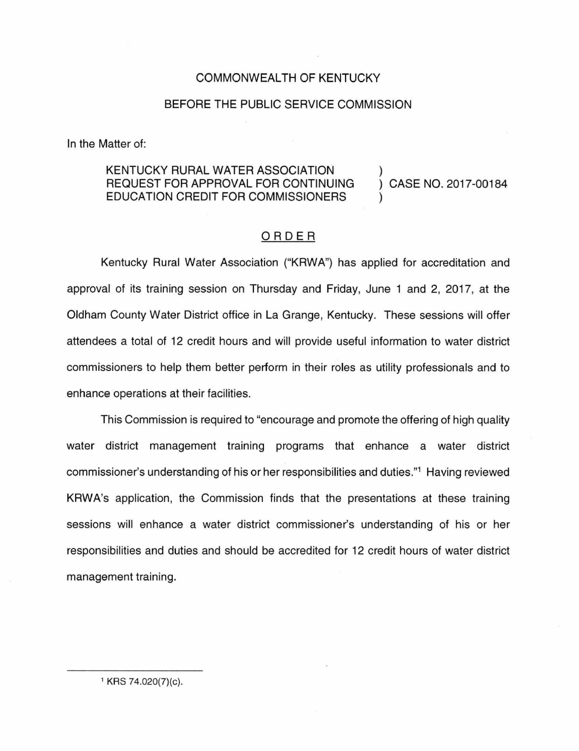COMMONWEALTH OF KENTUCKY

BEFORE THE PUBLIC SERVICE COMMISSION

In the Matter of:

| | | |
|---|---|---|
| KENTUCKY RURAL WATER ASSOCIATION REQUEST FOR APPROVAL FOR CONTINUING EDUCATION CREDIT FOR COMMISSIONERS | ) ) ) | CASE NO. 2017-00184 |

## ORDER

Kentucky Rural Water Association ("KRWA") has applied for accreditation and approval of its training session on Thursday and Friday, June 1 and 2, 2017, at the Oldham County Water District office in La Grange, Kentucky. These sessions will offer attendees a total of 12 credit hours and will provide useful information to water district commissioners to help them better perform in their roles as utility professionals and to enhance operations at their facilities.

This Commission is required to "encourage and promote the offering of high quality water district management training programs that enhance a water district commissioner's understanding of his or her responsibilities and duties."[1] Having reviewed KRWA's application, the Commission finds that the presentations at these training sessions will enhance a water district commissioner's understanding of his or her responsibilities and duties and should be accredited for 12 credit hours of water district management training.

---

[1] KRS 74.020(7)(c).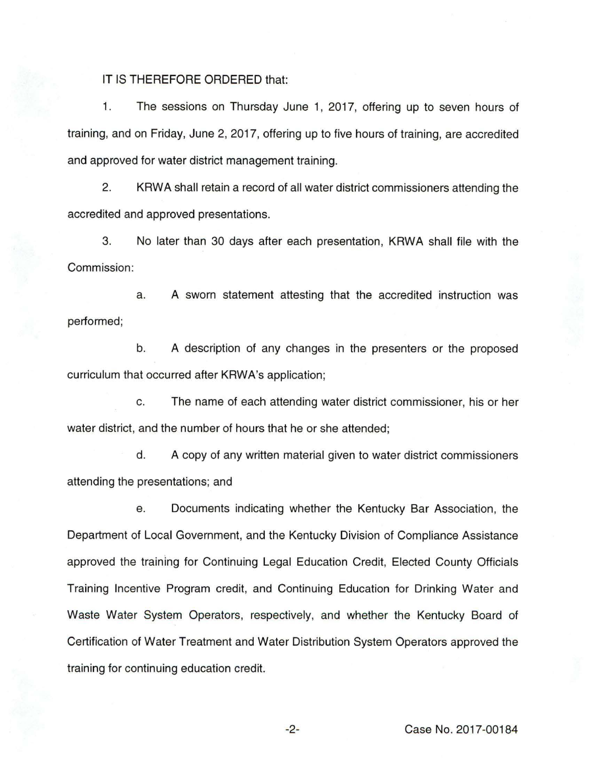IT IS THEREFORE ORDERED that:

1. The sessions on Thursday June 1, 2017, offering up to seven hours of training, and on Friday, June 2, 2017, offering up to five hours of training, are accredited and approved for water district management training.

2. KRWA shall retain a record of all water district commissioners attending the accredited and approved presentations.

3. No later than 30 days after each presentation, KRWA shall file with the Commission:

   a. A sworn statement attesting that the accredited instruction was performed;

   b. A description of any changes in the presenters or the proposed curriculum that occurred after KRWA's application;

   c. The name of each attending water district commissioner, his or her water district, and the number of hours that he or she attended;

   d. A copy of any written material given to water district commissioners attending the presentations; and

   e. Documents indicating whether the Kentucky Bar Association, the Department of Local Government, and the Kentucky Division of Compliance Assistance approved the training for Continuing Legal Education Credit, Elected County Officials Training Incentive Program credit, and Continuing Education for Drinking Water and Waste Water System Operators, respectively, and whether the Kentucky Board of Certification of Water Treatment and Water Distribution System Operators approved the training for continuing education credit.

Case No. 2017-00184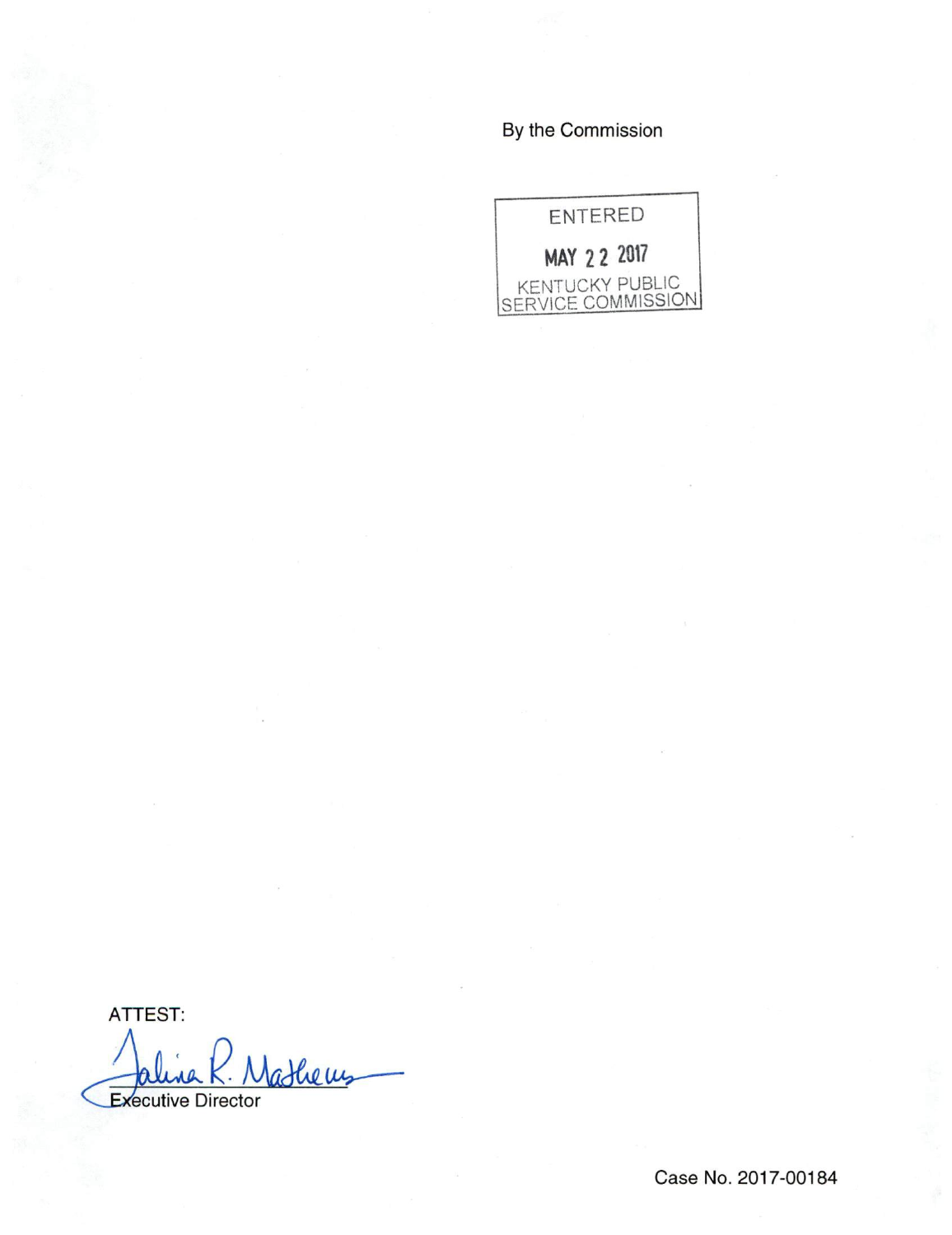By the Commission

ENTERED

MAY 22 2017

KENTUCKY PUBLIC SERVICE COMMISSION

ATTEST:

Executive Director

Case No. 2017-00184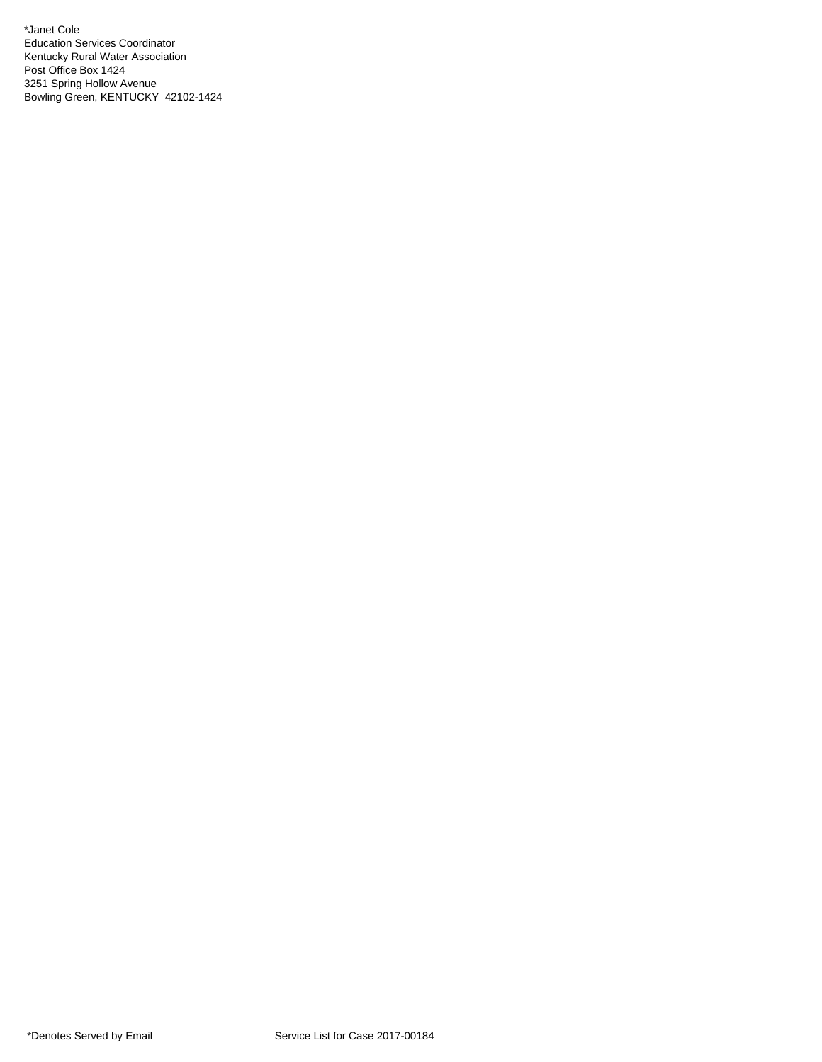*Janet Cole
Education Services Coordinator
Kentucky Rural Water Association
Post Office Box 1424
3251 Spring Hollow Avenue
Bowling Green, KENTUCKY 42102-1424

*Denotes Served by Email

Service List for Case 2017-00184